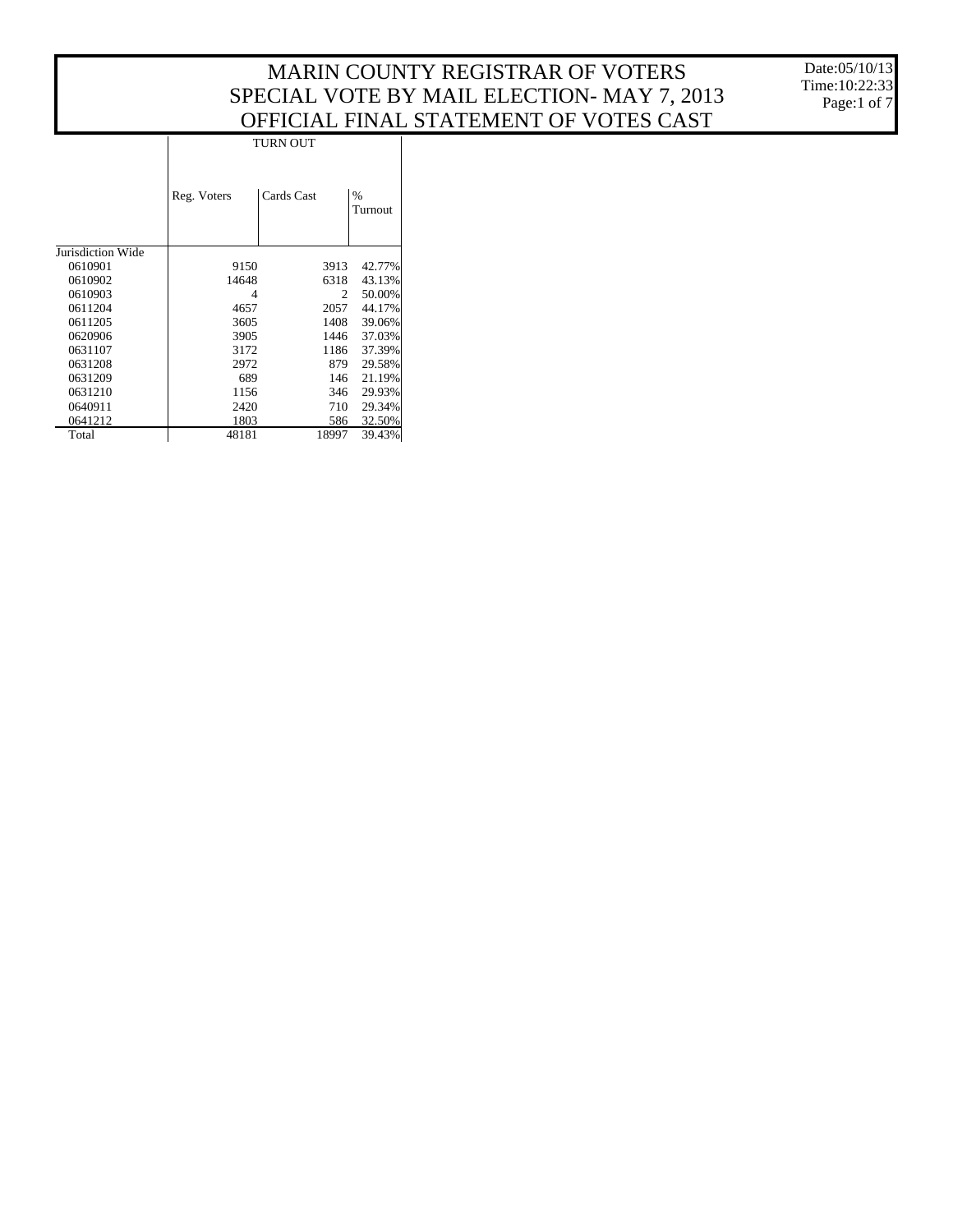# MARIN COUNTY REGISTRAR OF VOTERS
## SPECIAL VOTE BY MAIL ELECTION- MAY 7, 2013
## OFFICIAL FINAL STATEMENT OF VOTES CAST

Date:05/10/13
Time:10:22:33

| | TURN OUT | | |
|---|---|---|---|
| | Reg. Voters | Cards Cast | % Turnout |
| Jurisdiction Wide | | | |
| 0610901 | 9150 | 3913 | 42.77% |
| 0610902 | 14648 | 6318 | 43.13% |
| 0610903 | 4 | 2 | 50.00% |
| 0611204 | 4657 | 2057 | 44.17% |
| 0611205 | 3605 | 1408 | 39.06% |
| 0620906 | 3905 | 1446 | 37.03% |
| 0631107 | 3172 | 1186 | 37.39% |
| 0631208 | 2972 | 879 | 29.58% |
| 0631209 | 689 | 146 | 21.19% |
| 0631210 | 1156 | 346 | 29.93% |
| 0640911 | 2420 | 710 | 29.34% |
| 0641212 | 1803 | 586 | 32.50% |
| Total | 48181 | 18997 | 39.43% |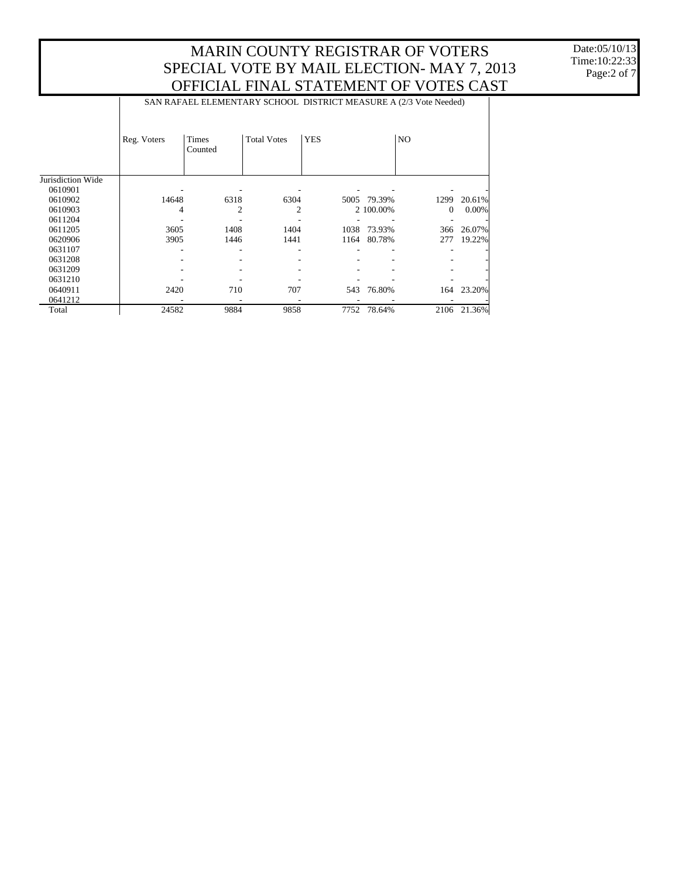# MARIN COUNTY REGISTRAR OF VOTERS
# SPECIAL VOTE BY MAIL ELECTION- MAY 7, 2013
# OFFICIAL FINAL STATEMENT OF VOTES CAST

Date:05/10/13
Time:10:22:33

SAN RAFAEL ELEMENTARY SCHOOL DISTRICT MEASURE A (2/3 Vote Needed)

| | Reg. Voters | Times Counted | Total Votes | YES | | NO | |
|---|---|---|---|---|---|---|---|
| Jurisdiction Wide | | | | | | | |
| 0610901 | - | - | - | - | - | - | - |
| 0610902 | 14648 | 6318 | 6304 | 5005 | 79.39% | 1299 | 20.61% |
| 0610903 | 4 | 2 | 2 | 2 | 100.00% | 0 | 0.00% |
| 0611204 | - | - | - | - | - | - | - |
| 0611205 | 3605 | 1408 | 1404 | 1038 | 73.93% | 366 | 26.07% |
| 0620906 | 3905 | 1446 | 1441 | 1164 | 80.78% | 277 | 19.22% |
| 0631107 | - | - | - | - | - | - | - |
| 0631208 | - | - | - | - | - | - | - |
| 0631209 | - | - | - | - | - | - | - |
| 0631210 | - | - | - | - | - | - | - |
| 0640911 | 2420 | 710 | 707 | 543 | 76.80% | 164 | 23.20% |
| 0641212 | - | - | - | - | - | - | - |
| Total | 24582 | 9884 | 9858 | 7752 | 78.64% | 2106 | 21.36% |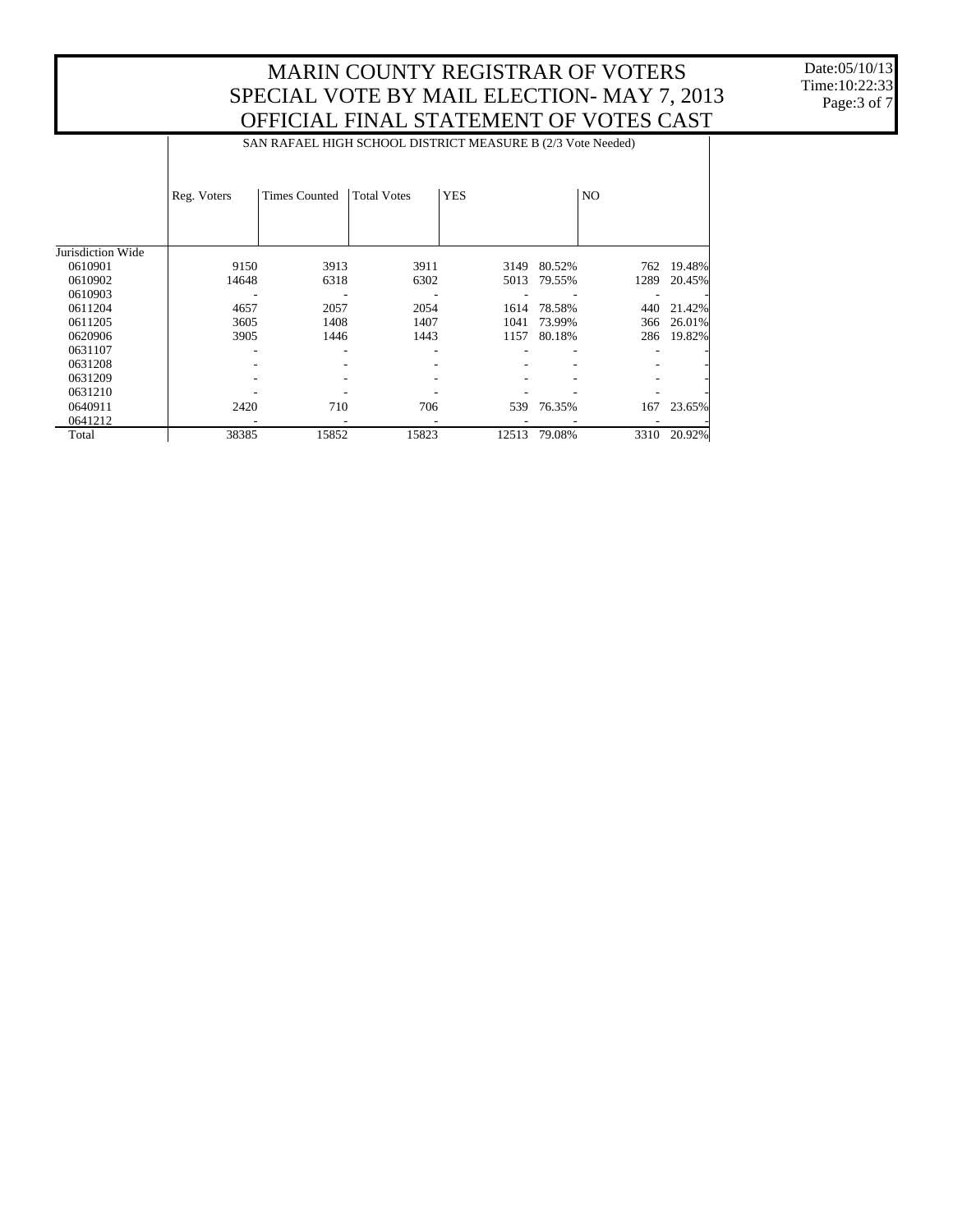# MARIN COUNTY REGISTRAR OF VOTERS
# SPECIAL VOTE BY MAIL ELECTION- MAY 7, 2013
# OFFICIAL FINAL STATEMENT OF VOTES CAST

Date:05/10/13
Time:10:22:33

SAN RAFAEL HIGH SCHOOL DISTRICT MEASURE B (2/3 Vote Needed)

| | Reg. Voters | Times Counted | Total Votes | YES | | NO | |
|---|---|---|---|---|---|---|---|
| Jurisdiction Wide | | | | | | | |
| 0610901 | 9150 | 3913 | 3911 | 3149 | 80.52% | 762 | 19.48% |
| 0610902 | 14648 | 6318 | 6302 | 5013 | 79.55% | 1289 | 20.45% |
| 0610903 | - | - | - | - | - | - | - |
| 0611204 | 4657 | 2057 | 2054 | 1614 | 78.58% | 440 | 21.42% |
| 0611205 | 3605 | 1408 | 1407 | 1041 | 73.99% | 366 | 26.01% |
| 0620906 | 3905 | 1446 | 1443 | 1157 | 80.18% | 286 | 19.82% |
| 0631107 | - | - | - | - | - | - | - |
| 0631208 | - | - | - | - | - | - | - |
| 0631209 | - | - | - | - | - | - | - |
| 0631210 | - | - | - | - | - | - | - |
| 0640911 | 2420 | 710 | 706 | 539 | 76.35% | 167 | 23.65% |
| 0641212 | - | - | - | - | - | - | - |
| Total | 38385 | 15852 | 15823 | 12513 | 79.08% | 3310 | 20.92% |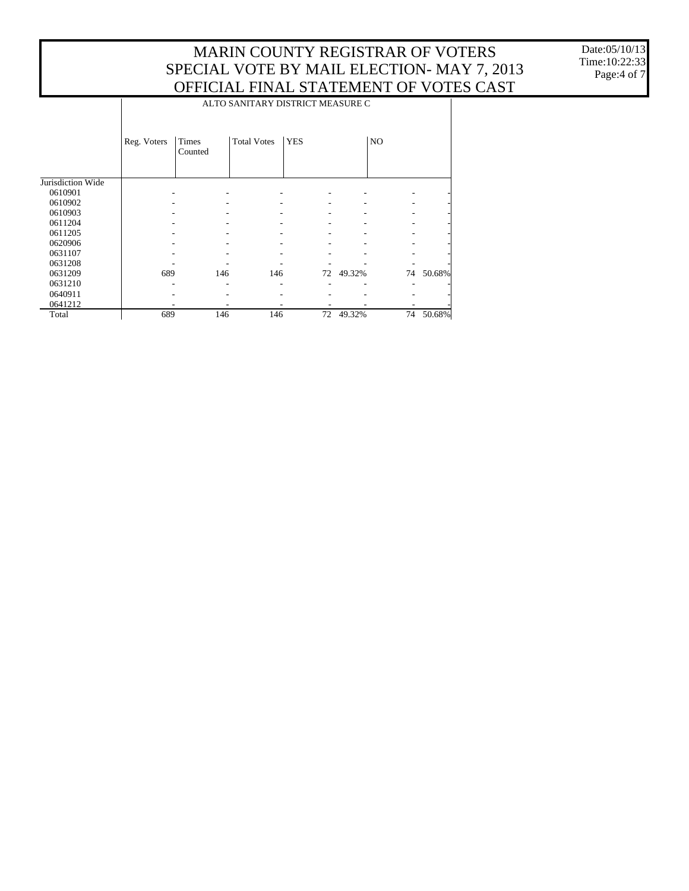# MARIN COUNTY REGISTRAR OF VOTERS
## SPECIAL VOTE BY MAIL ELECTION- MAY 7, 2013
## OFFICIAL FINAL STATEMENT OF VOTES CAST

Date:05/10/13
Time:10:22:33

| | ALTO SANITARY DISTRICT MEASURE C | | | | | | |
|---|---|---|---|---|---|---|---|
| | Reg. Voters | Times Counted | Total Votes | YES | | NO | |
| Jurisdiction Wide | | | | | | | |
| 0610901 | - | - | - | - | - | - | - |
| 0610902 | - | - | - | - | - | - | - |
| 0610903 | - | - | - | - | - | - | - |
| 0611204 | - | - | - | - | - | - | - |
| 0611205 | - | - | - | - | - | - | - |
| 0620906 | - | - | - | - | - | - | - |
| 0631107 | - | - | - | - | - | - | - |
| 0631208 | - | - | - | - | - | - | - |
| 0631209 | 689 | 146 | 146 | 72 | 49.32% | 74 | 50.68% |
| 0631210 | - | - | - | - | - | - | - |
| 0640911 | - | - | - | - | - | - | - |
| 0641212 | - | - | - | - | - | - | - |
| Total | 689 | 146 | 146 | 72 | 49.32% | 74 | 50.68% |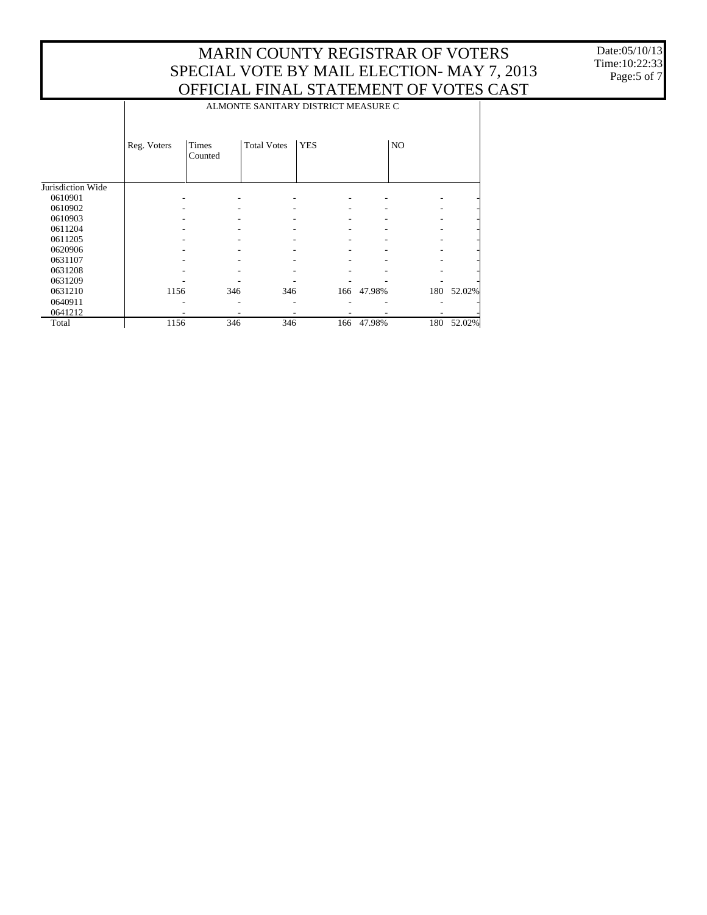# MARIN COUNTY REGISTRAR OF VOTERS
# SPECIAL VOTE BY MAIL ELECTION- MAY 7, 2013
# OFFICIAL FINAL STATEMENT OF VOTES CAST

Date:05/10/13
Time:10:22:33

| | ALMONTE SANITARY DISTRICT MEASURE C | | | | | | |
|---|---|---|---|---|---|---|---|
| | Reg. Voters | Times Counted | Total Votes | YES | | NO | |
| Jurisdiction Wide | | | | | | | |
| 0610901 | - | - | - | - | - | - | - |
| 0610902 | - | - | - | - | - | - | - |
| 0610903 | - | - | - | - | - | - | - |
| 0611204 | - | - | - | - | - | - | - |
| 0611205 | - | - | - | - | - | - | - |
| 0620906 | - | - | - | - | - | - | - |
| 0631107 | - | - | - | - | - | - | - |
| 0631208 | - | - | - | - | - | - | - |
| 0631209 | - | - | - | - | - | - | - |
| 0631210 | 1156 | 346 | 346 | 166 | 47.98% | 180 | 52.02% |
| 0640911 | - | - | - | - | - | - | - |
| 0641212 | - | - | - | - | - | - | - |
| Total | 1156 | 346 | 346 | 166 | 47.98% | 180 | 52.02% |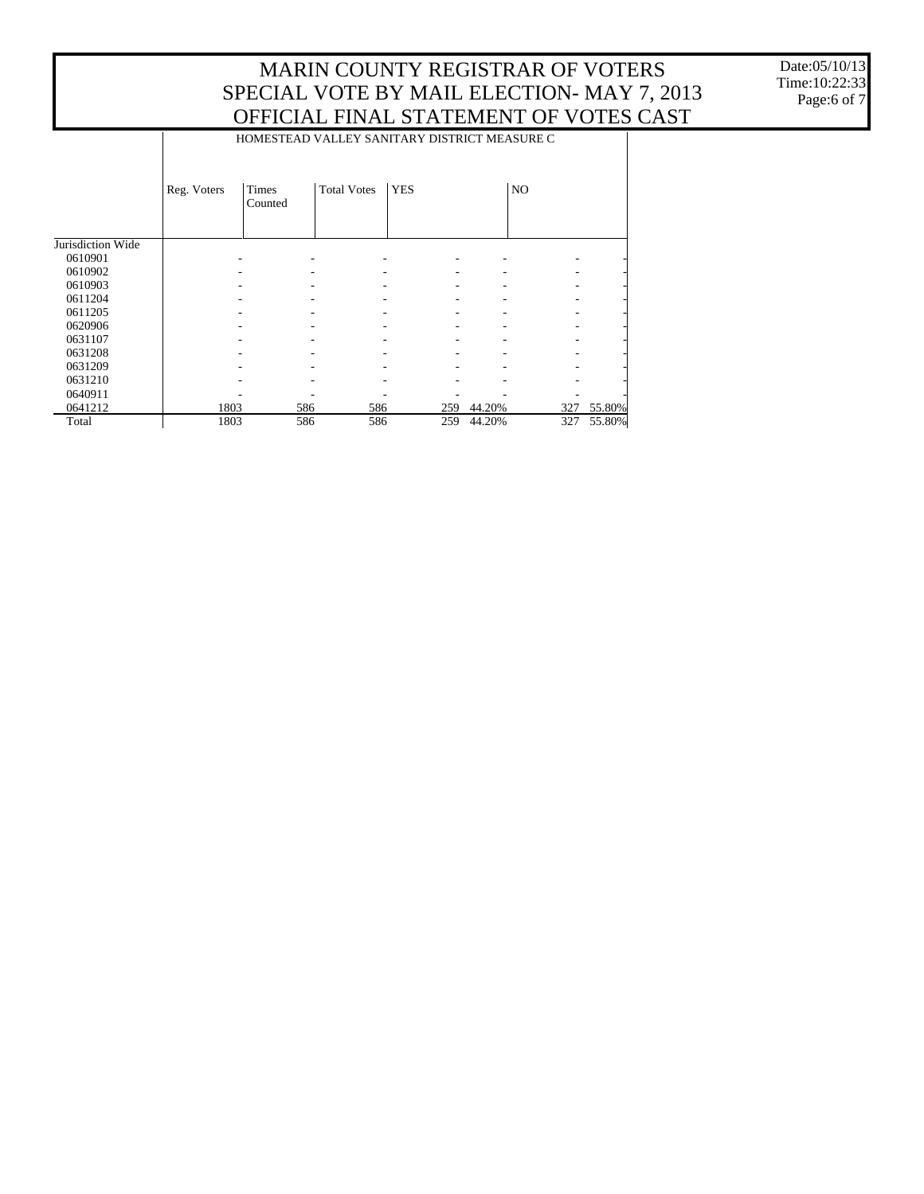# MARIN COUNTY REGISTRAR OF VOTERS
# SPECIAL VOTE BY MAIL ELECTION- MAY 7, 2013
# OFFICIAL FINAL STATEMENT OF VOTES CAST

Date:05/10/13
Time:10:22:33

| | HOMESTEAD VALLEY SANITARY DISTRICT MEASURE C | | | | | | |
|---|---|---|---|---|---|---|---|
| | Reg. Voters | Times Counted | Total Votes | YES | | NO | |
| Jurisdiction Wide | | | | | | | |
| 0610901 | - | - | - | - | - | - | - |
| 0610902 | - | - | - | - | - | - | - |
| 0610903 | - | - | - | - | - | - | - |
| 0611204 | - | - | - | - | - | - | - |
| 0611205 | - | - | - | - | - | - | - |
| 0620906 | - | - | - | - | - | - | - |
| 0631107 | - | - | - | - | - | - | - |
| 0631208 | - | - | - | - | - | - | - |
| 0631209 | - | - | - | - | - | - | - |
| 0631210 | - | - | - | - | - | - | - |
| 0640911 | - | - | - | - | - | - | - |
| 0641212 | 1803 | 586 | 586 | 259 | 44.20% | 327 | 55.80% |
| Total | 1803 | 586 | 586 | 259 | 44.20% | 327 | 55.80% |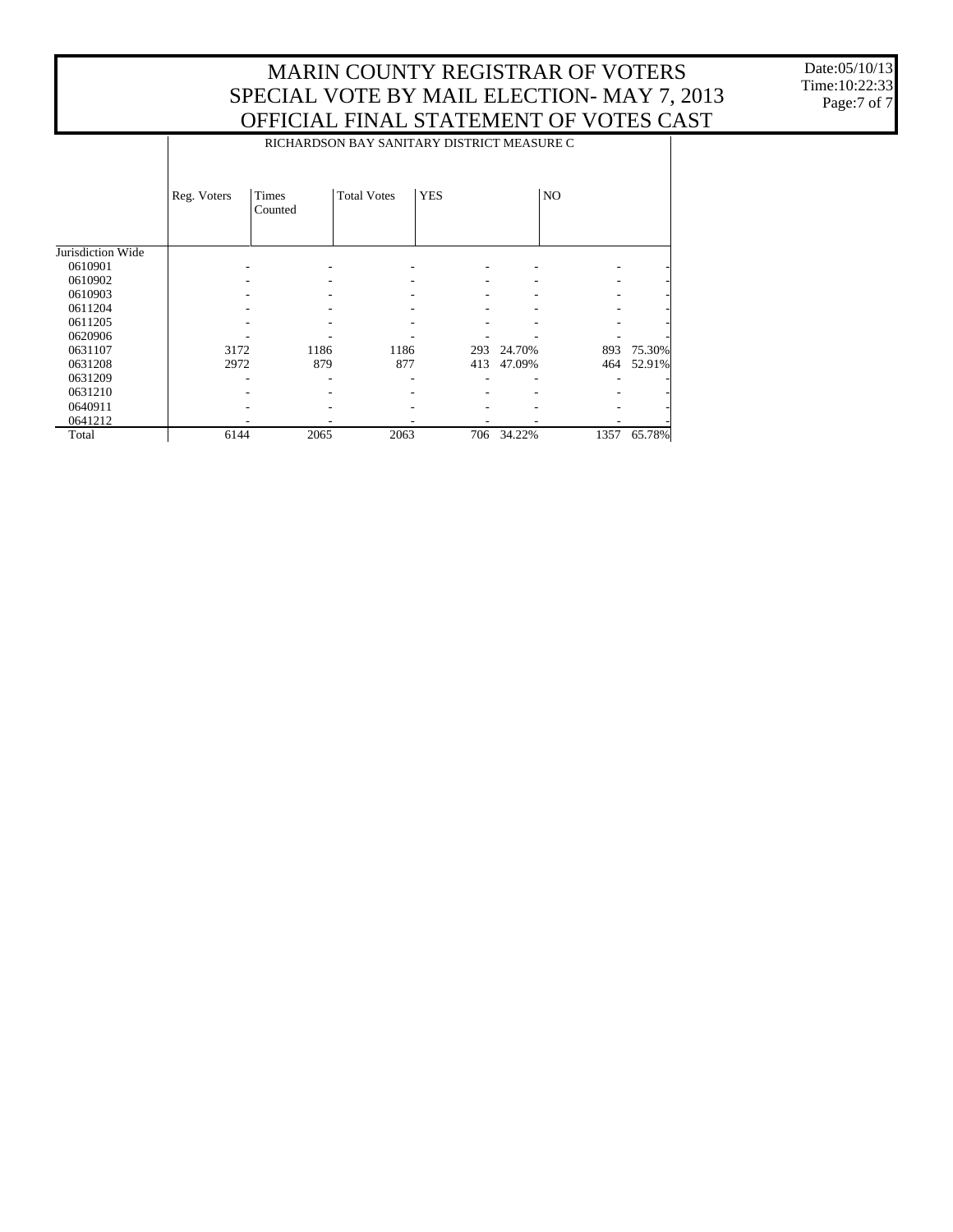# MARIN COUNTY REGISTRAR OF VOTERS
# SPECIAL VOTE BY MAIL ELECTION- MAY 7, 2013
# OFFICIAL FINAL STATEMENT OF VOTES CAST

Date:05/10/13
Time:10:22:33

| | RICHARDSON BAY SANITARY DISTRICT MEASURE C | | | | | | |
|---|---|---|---|---|---|---|---|
| | Reg. Voters | Times Counted | Total Votes | YES | | NO | |
| Jurisdiction Wide | | | | | | | |
| 0610901 | - | - | - | - | - | - | - |
| 0610902 | - | - | - | - | - | - | - |
| 0610903 | - | - | - | - | - | - | - |
| 0611204 | - | - | - | - | - | - | - |
| 0611205 | - | - | - | - | - | - | - |
| 0620906 | - | - | - | - | - | - | - |
| 0631107 | 3172 | 1186 | 1186 | 293 | 24.70% | 893 | 75.30% |
| 0631208 | 2972 | 879 | 877 | 413 | 47.09% | 464 | 52.91% |
| 0631209 | - | - | - | - | - | - | - |
| 0631210 | - | - | - | - | - | - | - |
| 0640911 | - | - | - | - | - | - | - |
| 0641212 | - | - | - | - | - | - | - |
| Total | 6144 | 2065 | 2063 | 706 | 34.22% | 1357 | 65.78% |